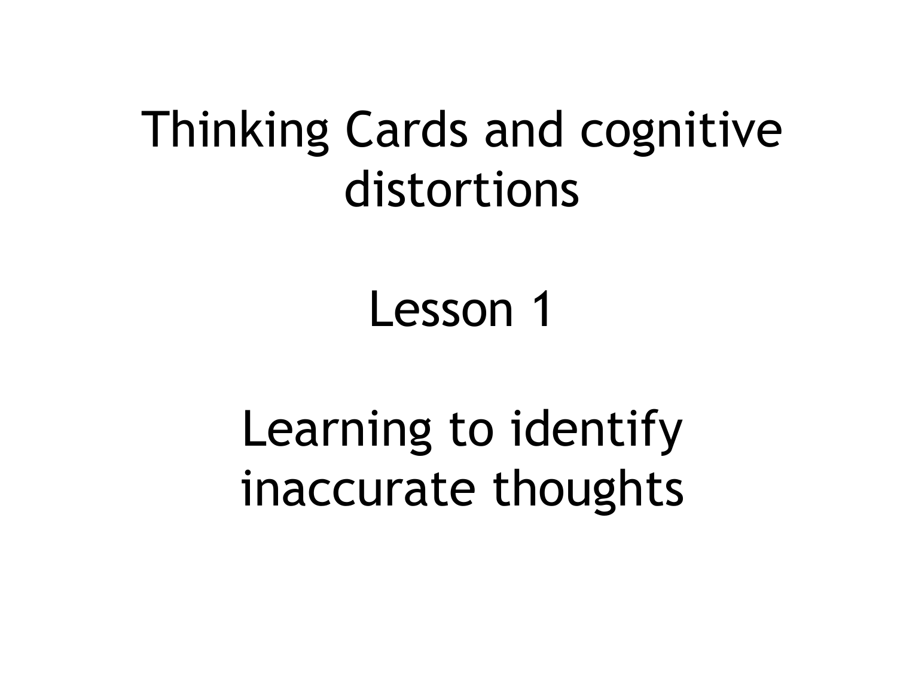# Thinking Cards and cognitive distortions

## Lesson 1

## Learning to identify inaccurate thoughts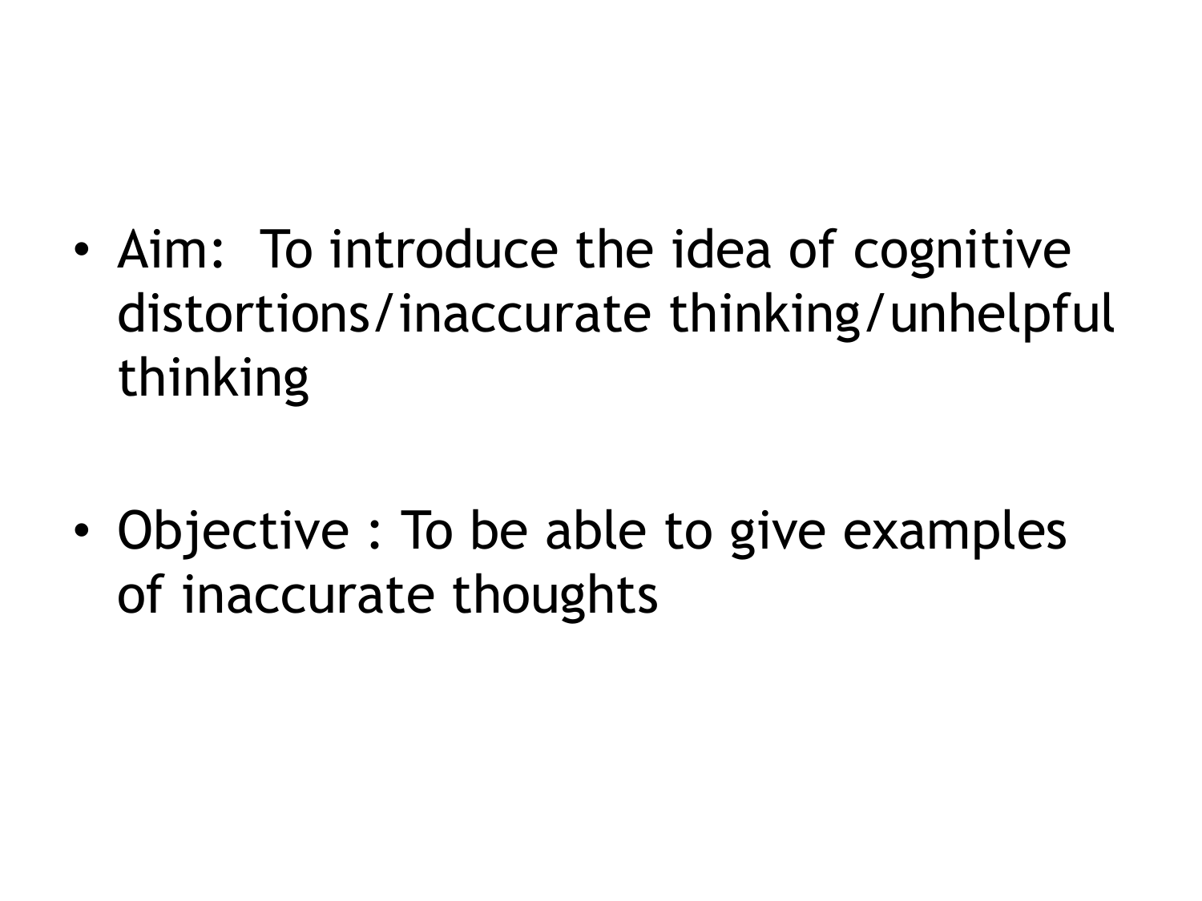- Aim:  To introduce the idea of cognitive distortions/inaccurate thinking/unhelpful thinking

- Objective : To be able to give examples of inaccurate thoughts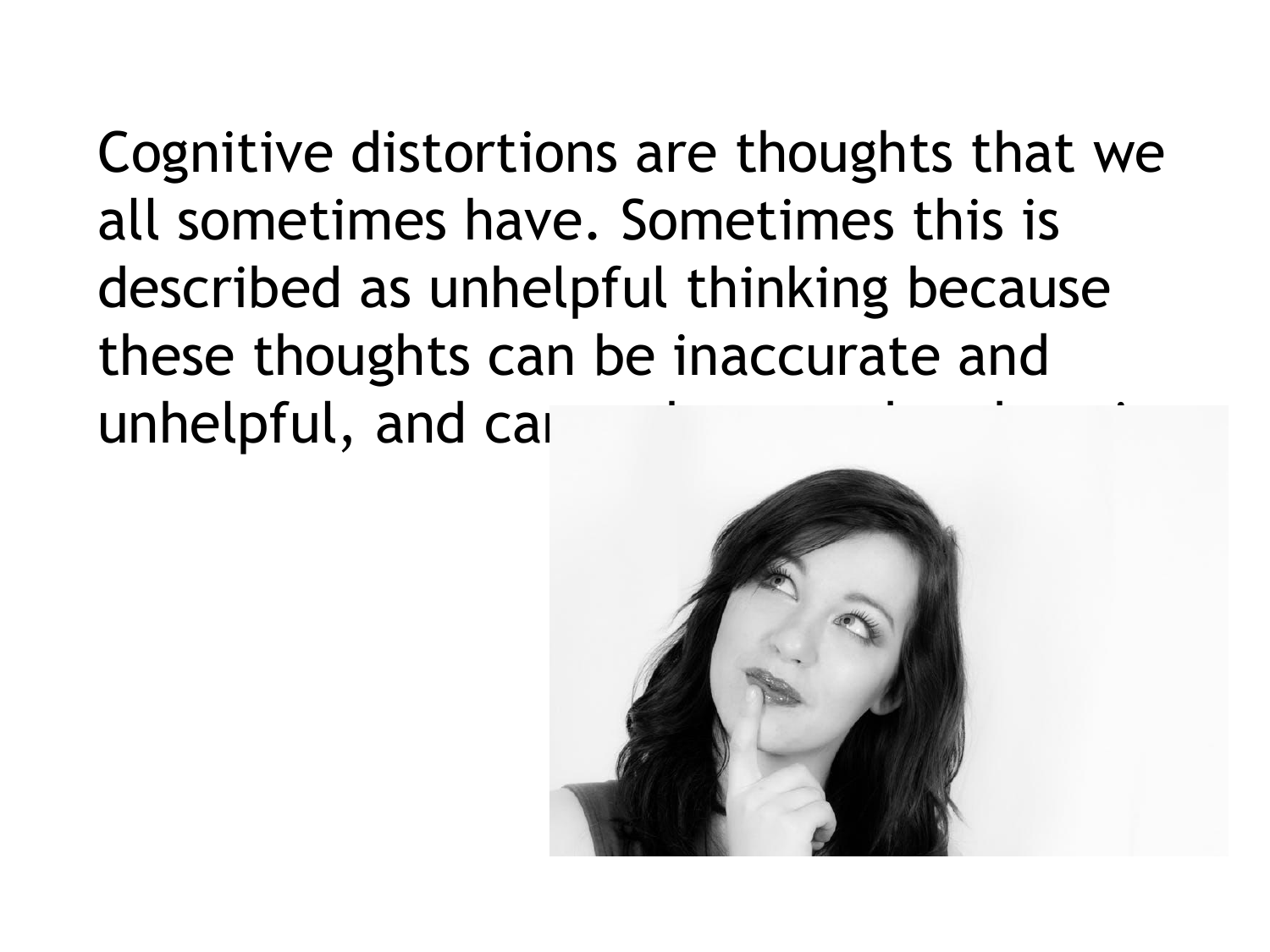Cognitive distortions are thoughts that we all sometimes have. Sometimes this is described as unhelpful thinking because these thoughts can be inaccurate and unhelpful, and ca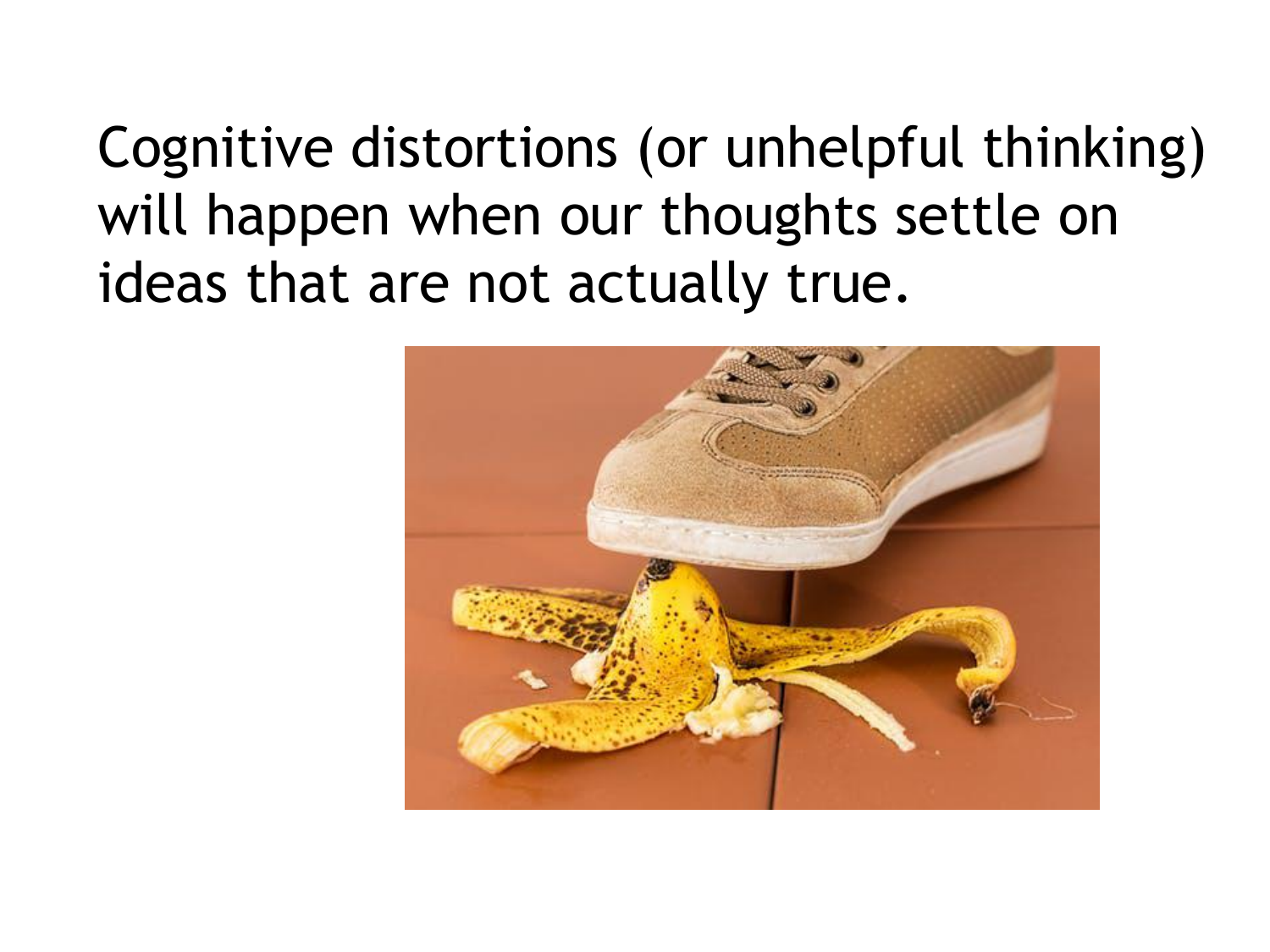Cognitive distortions (or unhelpful thinking) will happen when our thoughts settle on ideas that are not actually true.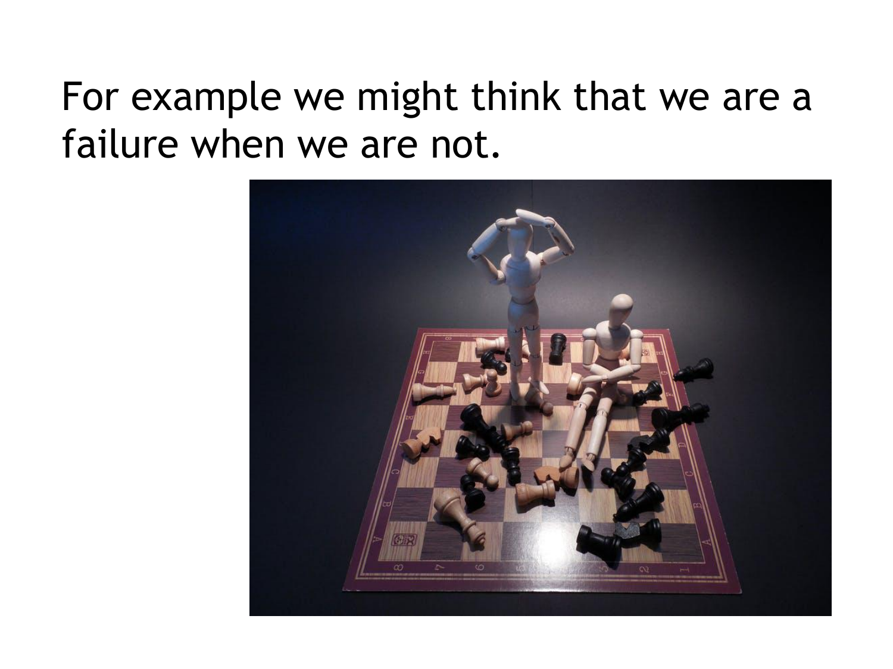For example we might think that we are a failure when we are not.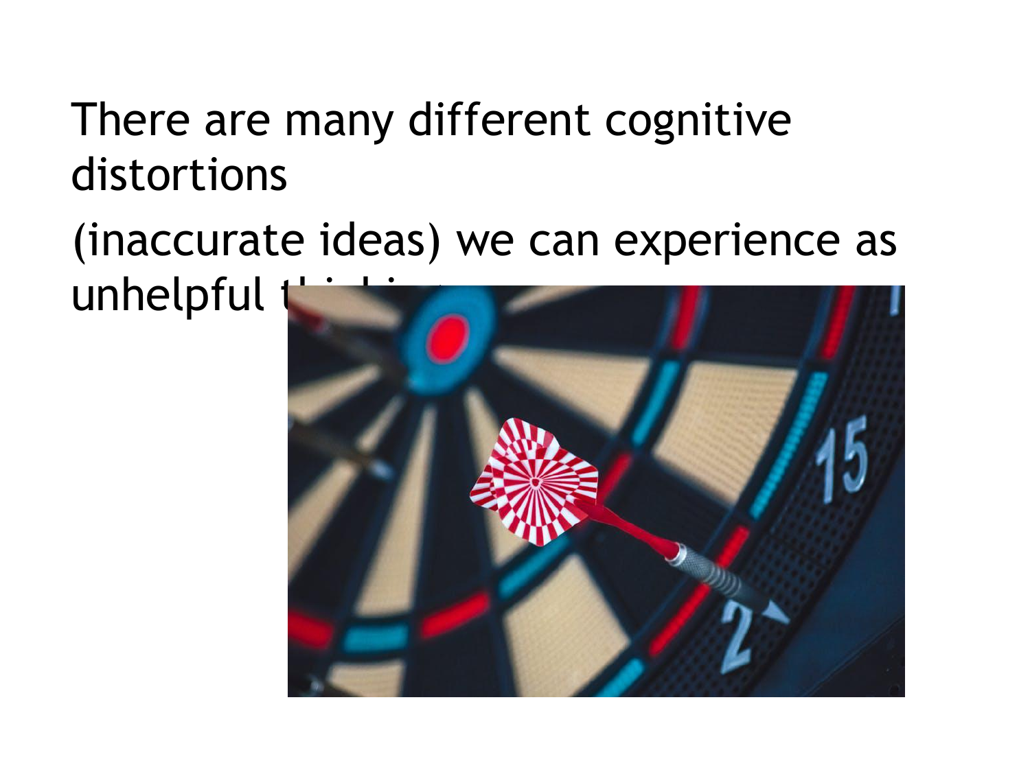There are many different cognitive distortions

(inaccurate ideas) we can experience as unhelpful t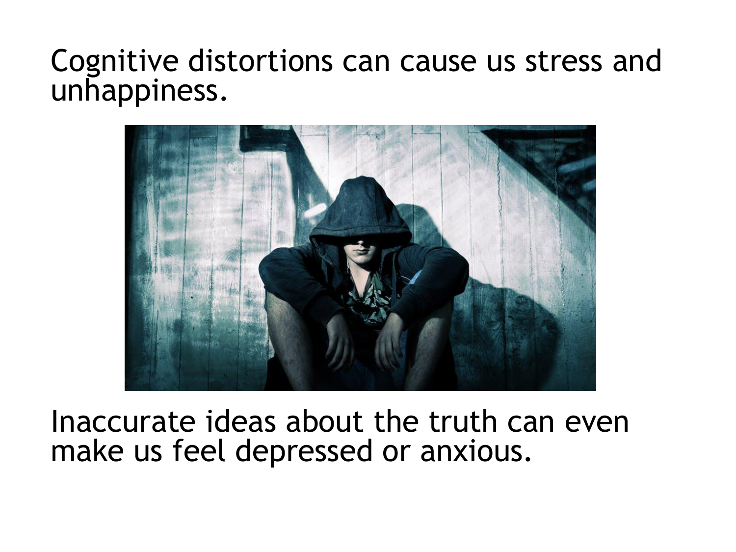Cognitive distortions can cause us stress and unhappiness.

Inaccurate ideas about the truth can even make us feel depressed or anxious.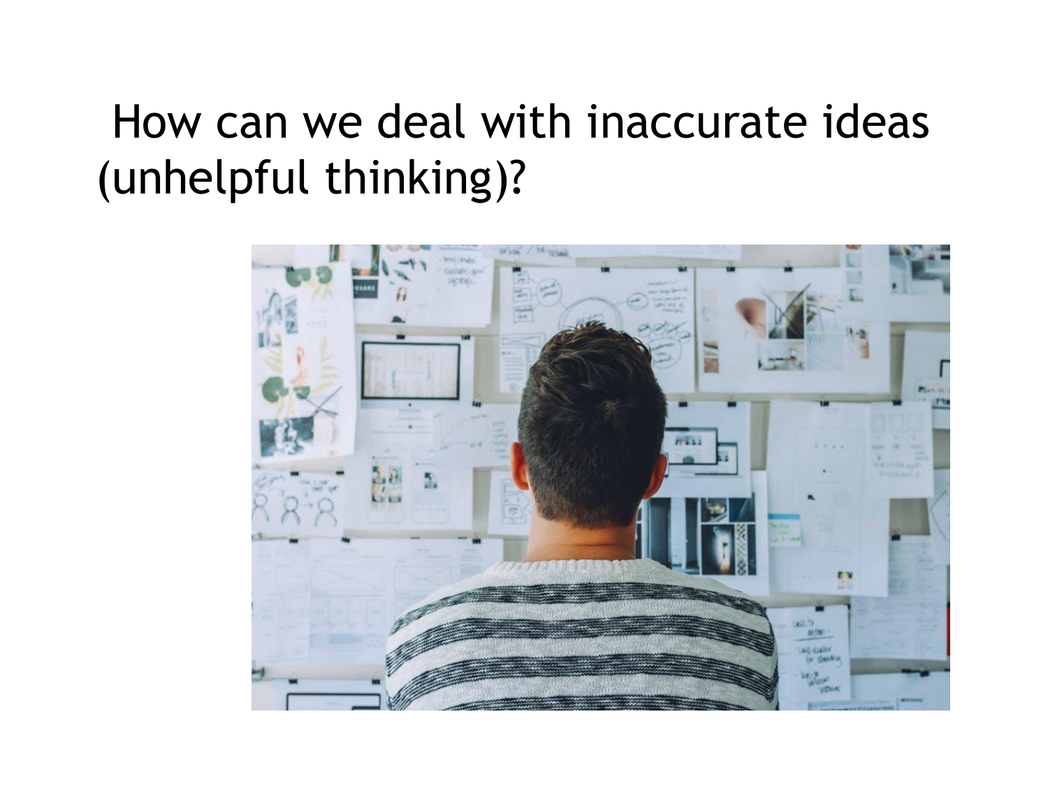# How can we deal with inaccurate ideas (unhelpful thinking)?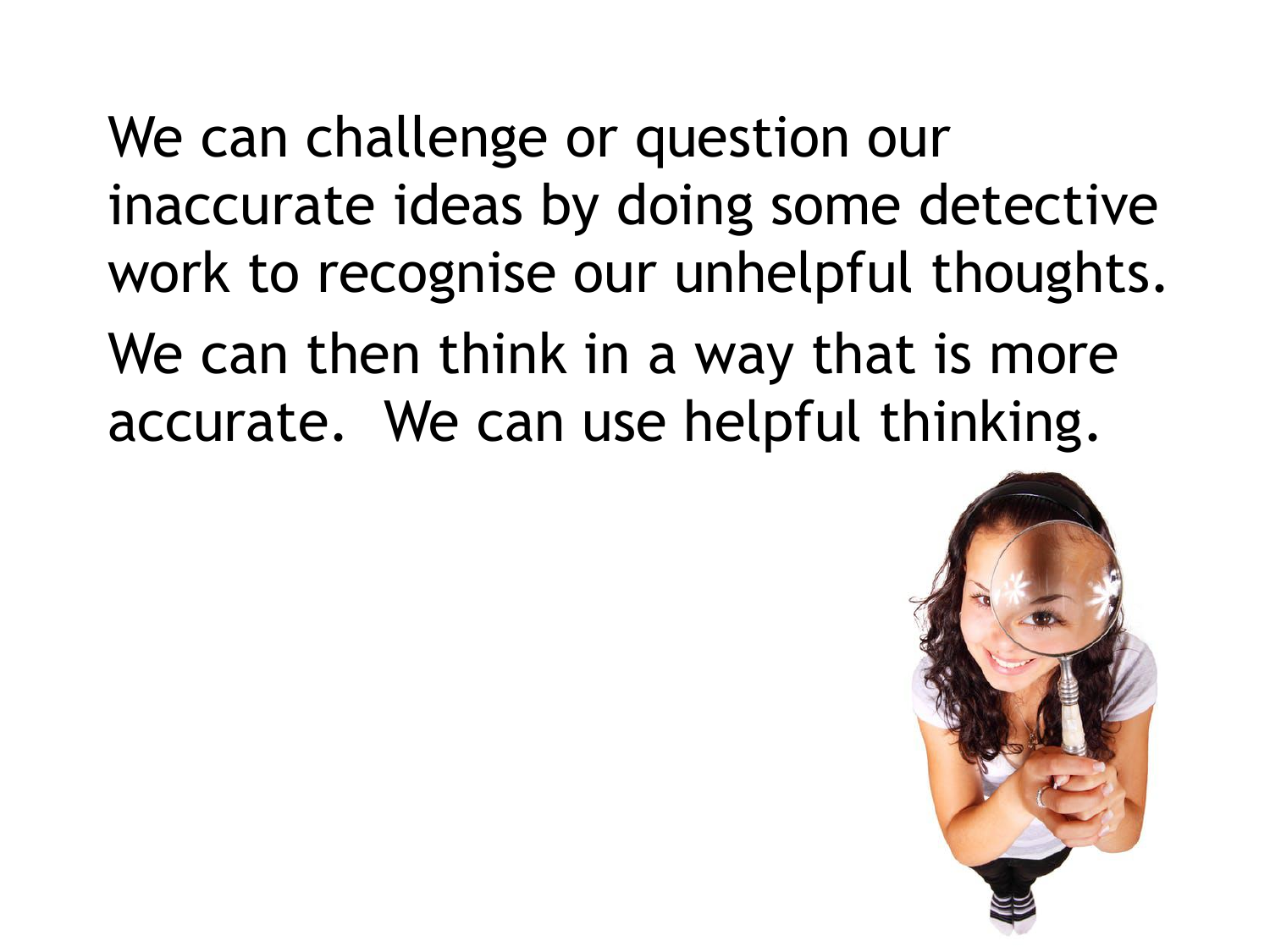We can challenge or question our inaccurate ideas by doing some detective work to recognise our unhelpful thoughts.

We can then think in a way that is more accurate. We can use helpful thinking.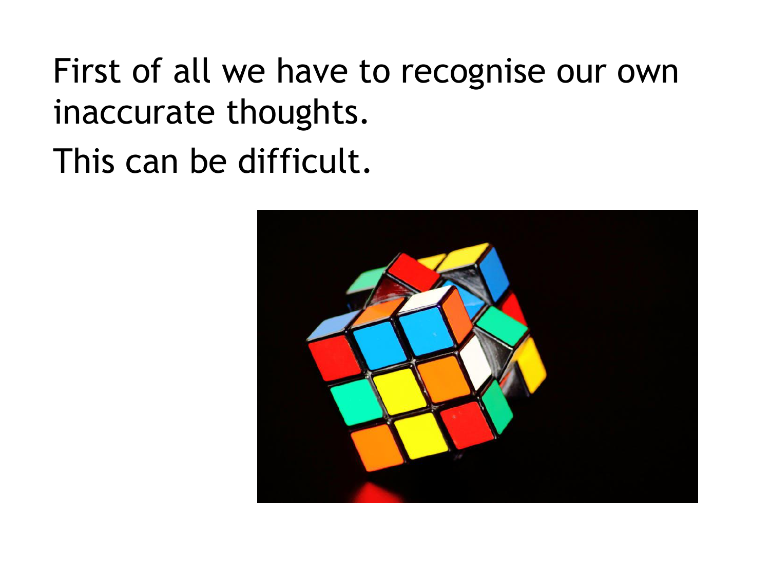First of all we have to recognise our own inaccurate thoughts.

This can be difficult.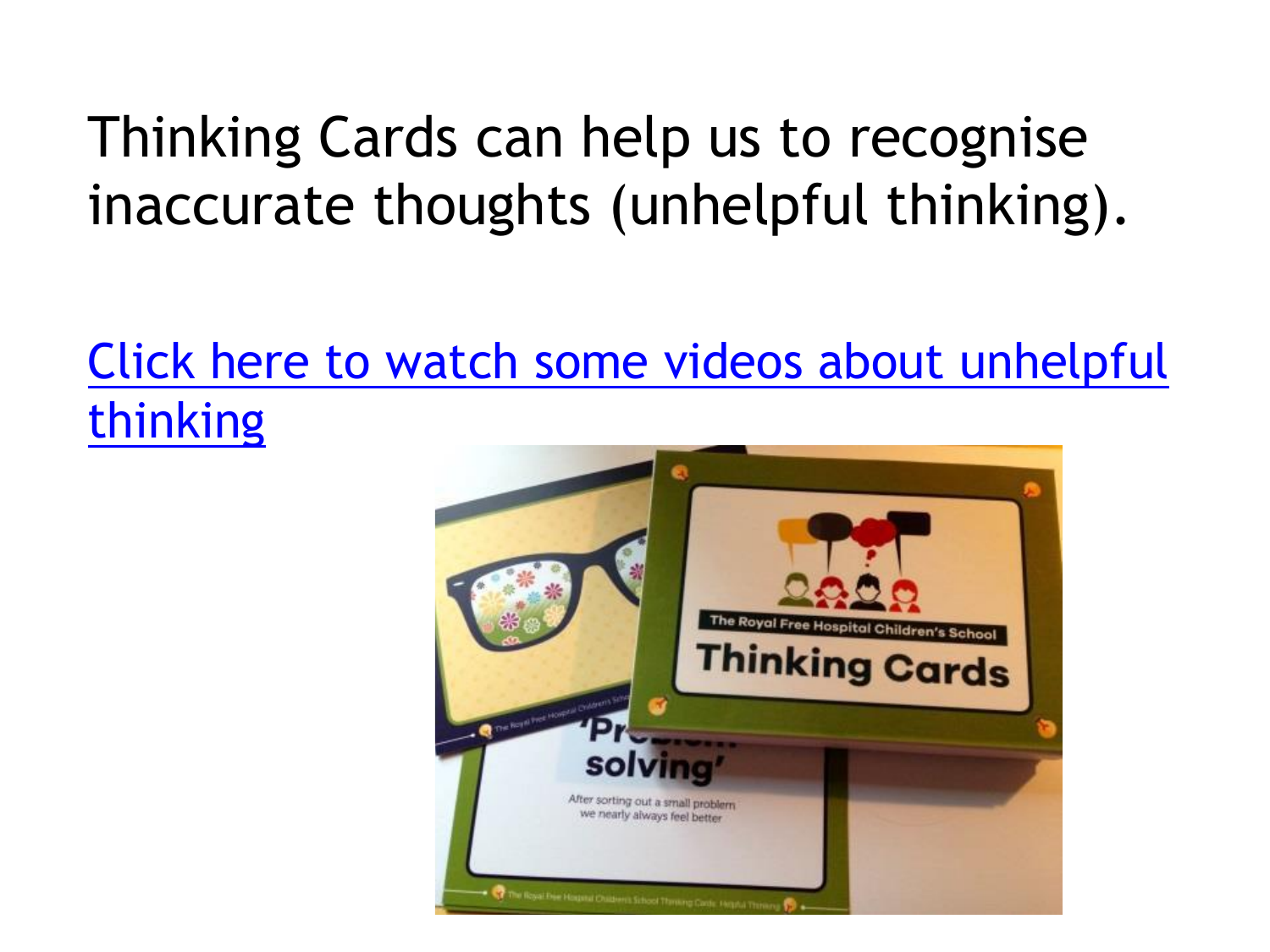Thinking Cards can help us to recognise inaccurate thoughts (unhelpful thinking).

Click here to watch some videos about unhelpful thinking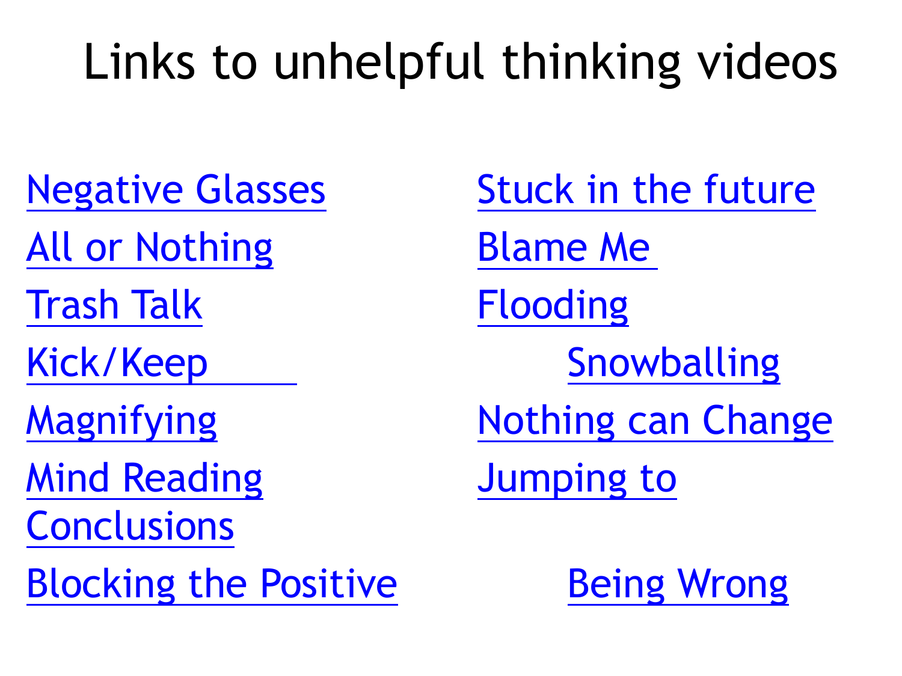# Links to unhelpful thinking videos

- Negative Glasses
- All or Nothing
- Trash Talk
- Kick/Keep
- Magnifying
- Mind Reading
- Blocking the Positive
- Stuck in the future
- Blame Me
- Flooding
- Snowballing
- Nothing can Change
- Jumping to Conclusions
- Being Wrong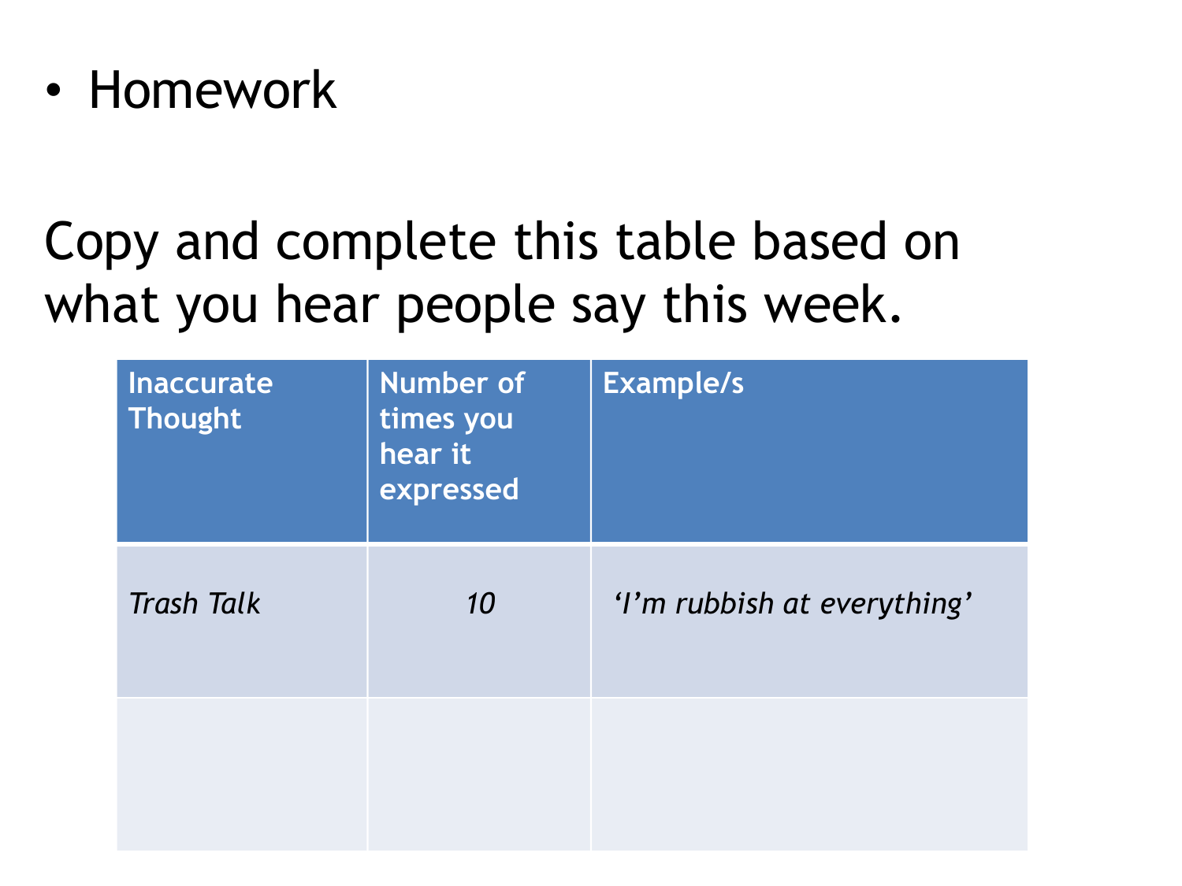- Homework

Copy and complete this table based on what you hear people say this week.

| Inaccurate Thought | Number of times you hear it expressed | Example/s |
| --- | --- | --- |
| *Trash Talk* | *10* | *'I'm rubbish at everything'* |
| | | |